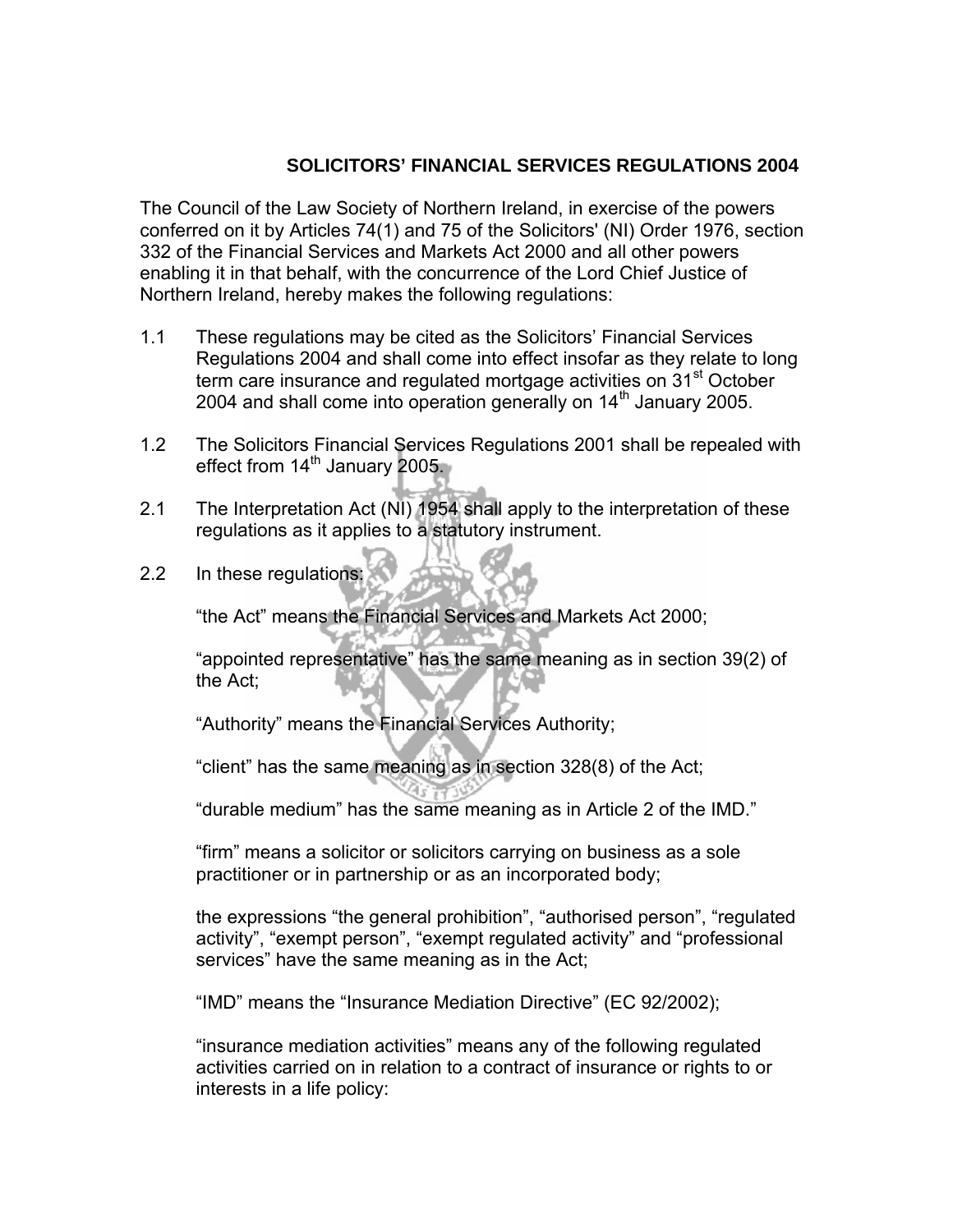# SOLICITORS' FINANCIAL SERVICES REGULATIONS 2004

The Council of the Law Society of Northern Ireland, in exercise of the powers conferred on it by Articles 74(1) and 75 of the Solicitors' (NI) Order 1976, section 332 of the Financial Services and Markets Act 2000 and all other powers enabling it in that behalf, with the concurrence of the Lord Chief Justice of Northern Ireland, hereby makes the following regulations:

1.1 These regulations may be cited as the Solicitors' Financial Services Regulations 2004 and shall come into effect insofar as they relate to long term care insurance and regulated mortgage activities on 31st October 2004 and shall come into operation generally on 14th January 2005.

1.2 The Solicitors Financial Services Regulations 2001 shall be repealed with effect from 14th January 2005.

2.1 The Interpretation Act (NI) 1954 shall apply to the interpretation of these regulations as it applies to a statutory instrument.

2.2 In these regulations:

"the Act" means the Financial Services and Markets Act 2000;

"appointed representative" has the same meaning as in section 39(2) of the Act;

"Authority" means the Financial Services Authority;

"client" has the same meaning as in section 328(8) of the Act;

"durable medium" has the same meaning as in Article 2 of the IMD."

"firm" means a solicitor or solicitors carrying on business as a sole practitioner or in partnership or as an incorporated body;

the expressions "the general prohibition", "authorised person", "regulated activity", "exempt person", "exempt regulated activity" and "professional services" have the same meaning as in the Act;

"IMD" means the "Insurance Mediation Directive" (EC 92/2002);

"insurance mediation activities" means any of the following regulated activities carried on in relation to a contract of insurance or rights to or interests in a life policy: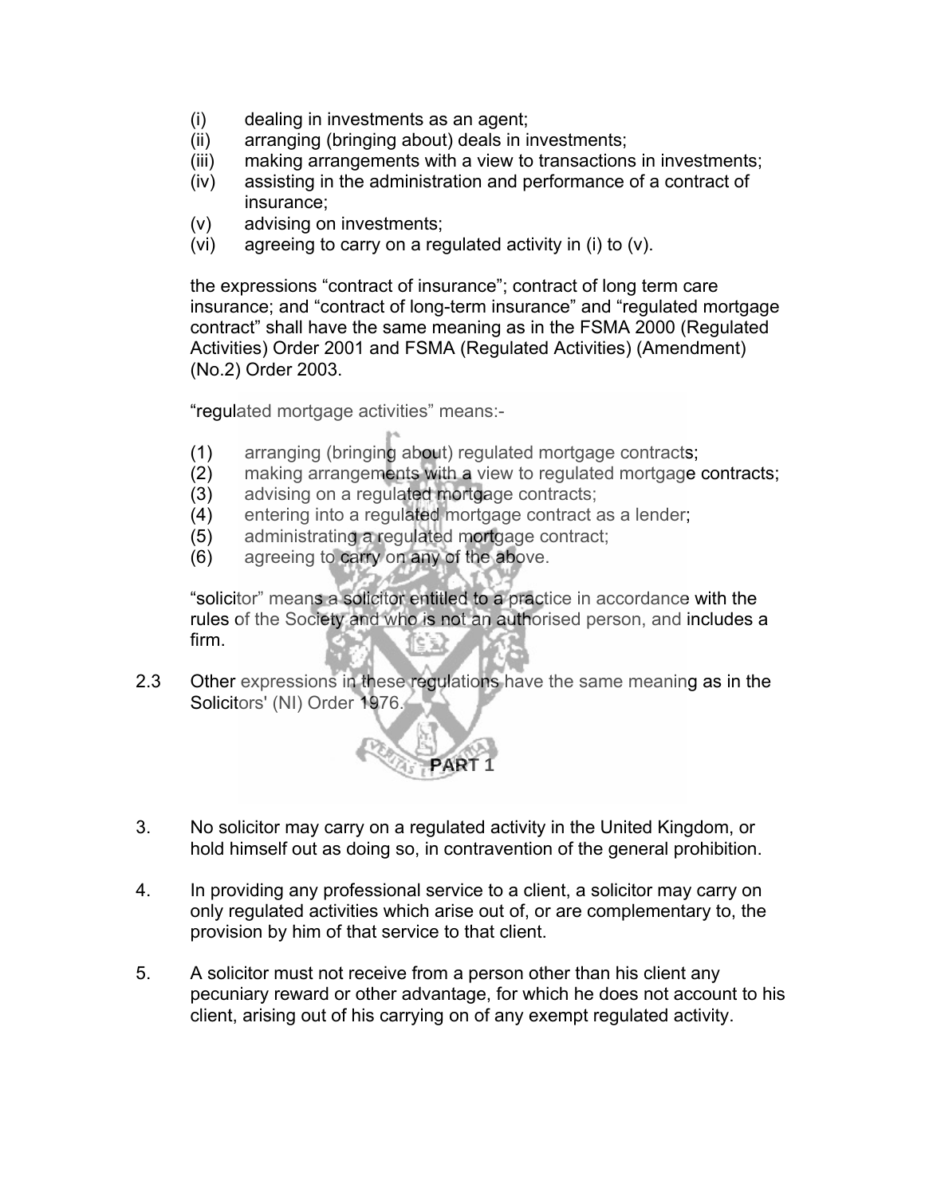(i) dealing in investments as an agent;
(ii) arranging (bringing about) deals in investments;
(iii) making arrangements with a view to transactions in investments;
(iv) assisting in the administration and performance of a contract of insurance;
(v) advising on investments;
(vi) agreeing to carry on a regulated activity in (i) to (v).

the expressions "contract of insurance"; contract of long term care insurance; and "contract of long-term insurance" and "regulated mortgage contract" shall have the same meaning as in the FSMA 2000 (Regulated Activities) Order 2001 and FSMA (Regulated Activities) (Amendment) (No.2) Order 2003.

"regulated mortgage activities" means:-

(1) arranging (bringing about) regulated mortgage contracts;
(2) making arrangements with a view to regulated mortgage contracts;
(3) advising on a regulated mortgage contracts;
(4) entering into a regulated mortgage contract as a lender;
(5) administrating a regulated mortgage contract;
(6) agreeing to carry on any of the above.

"solicitor" means a solicitor entitled to a practice in accordance with the rules of the Society and who is not an authorised person, and includes a firm.

2.3 Other expressions in these regulations have the same meaning as in the Solicitors' (NI) Order 1976.

## PART 1

3. No solicitor may carry on a regulated activity in the United Kingdom, or hold himself out as doing so, in contravention of the general prohibition.

4. In providing any professional service to a client, a solicitor may carry on only regulated activities which arise out of, or are complementary to, the provision by him of that service to that client.

5. A solicitor must not receive from a person other than his client any pecuniary reward or other advantage, for which he does not account to his client, arising out of his carrying on of any exempt regulated activity.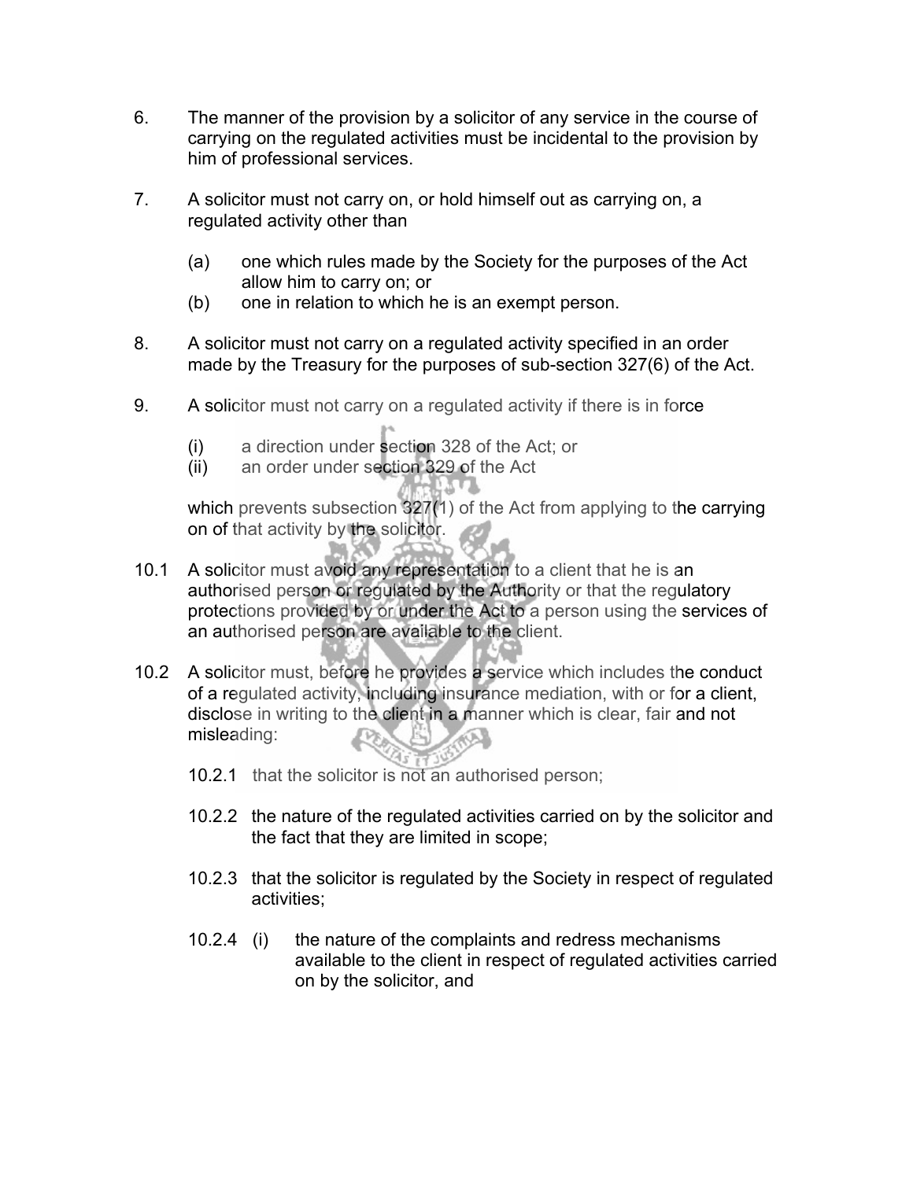6. The manner of the provision by a solicitor of any service in the course of carrying on the regulated activities must be incidental to the provision by him of professional services.

7. A solicitor must not carry on, or hold himself out as carrying on, a regulated activity other than

   (a) one which rules made by the Society for the purposes of the Act allow him to carry on; or
   (b) one in relation to which he is an exempt person.

8. A solicitor must not carry on a regulated activity specified in an order made by the Treasury for the purposes of sub-section 327(6) of the Act.

9. A solicitor must not carry on a regulated activity if there is in force

   (i) a direction under section 328 of the Act; or
   (ii) an order under section 329 of the Act

   which prevents subsection 327(1) of the Act from applying to the carrying on of that activity by the solicitor.

10.1 A solicitor must avoid any representation to a client that he is an authorised person or regulated by the Authority or that the regulatory protections provided by or under the Act to a person using the services of an authorised person are available to the client.

10.2 A solicitor must, before he provides a service which includes the conduct of a regulated activity, including insurance mediation, with or for a client, disclose in writing to the client in a manner which is clear, fair and not misleading:

   10.2.1 that the solicitor is not an authorised person;

   10.2.2 the nature of the regulated activities carried on by the solicitor and the fact that they are limited in scope;

   10.2.3 that the solicitor is regulated by the Society in respect of regulated activities;

   10.2.4 (i) the nature of the complaints and redress mechanisms available to the client in respect of regulated activities carried on by the solicitor, and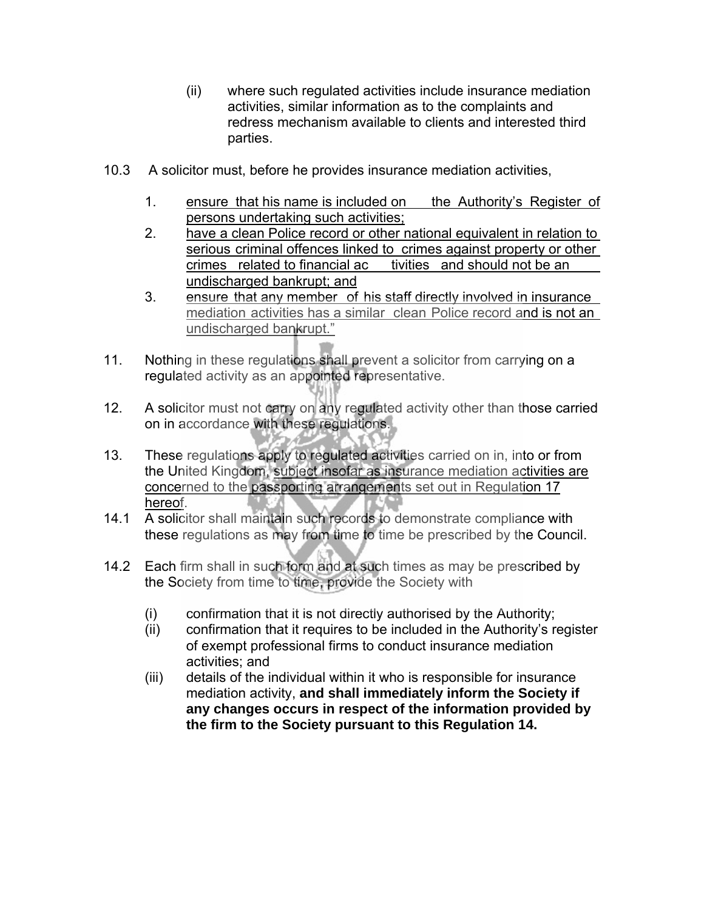(ii) where such regulated activities include insurance mediation activities, similar information as to the complaints and redress mechanism available to clients and interested third parties.

10.3 A solicitor must, before he provides insurance mediation activities,

1. ensure that his name is included on the Authority's Register of persons undertaking such activities;
2. have a clean Police record or other national equivalent in relation to serious criminal offences linked to crimes against property or other crimes related to financial activities and should not be an undischarged bankrupt; and
3. ensure that any member of his staff directly involved in insurance mediation activities has a similar clean Police record and is not an undischarged bankrupt."

11. Nothing in these regulations shall prevent a solicitor from carrying on a regulated activity as an appointed representative.

12. A solicitor must not carry on any regulated activity other than those carried on in accordance with these regulations.

13. These regulations apply to regulated activities carried on in, into or from the United Kingdom, subject insofar as insurance mediation activities are concerned to the passporting arrangements set out in Regulation 17 hereof.

14.1 A solicitor shall maintain such records to demonstrate compliance with these regulations as may from time to time be prescribed by the Council.

14.2 Each firm shall in such form and at such times as may be prescribed by the Society from time to time, provide the Society with

(i) confirmation that it is not directly authorised by the Authority;
(ii) confirmation that it requires to be included in the Authority's register of exempt professional firms to conduct insurance mediation activities; and
(iii) details of the individual within it who is responsible for insurance mediation activity, **and shall immediately inform the Society if any changes occurs in respect of the information provided by the firm to the Society pursuant to this Regulation 14.**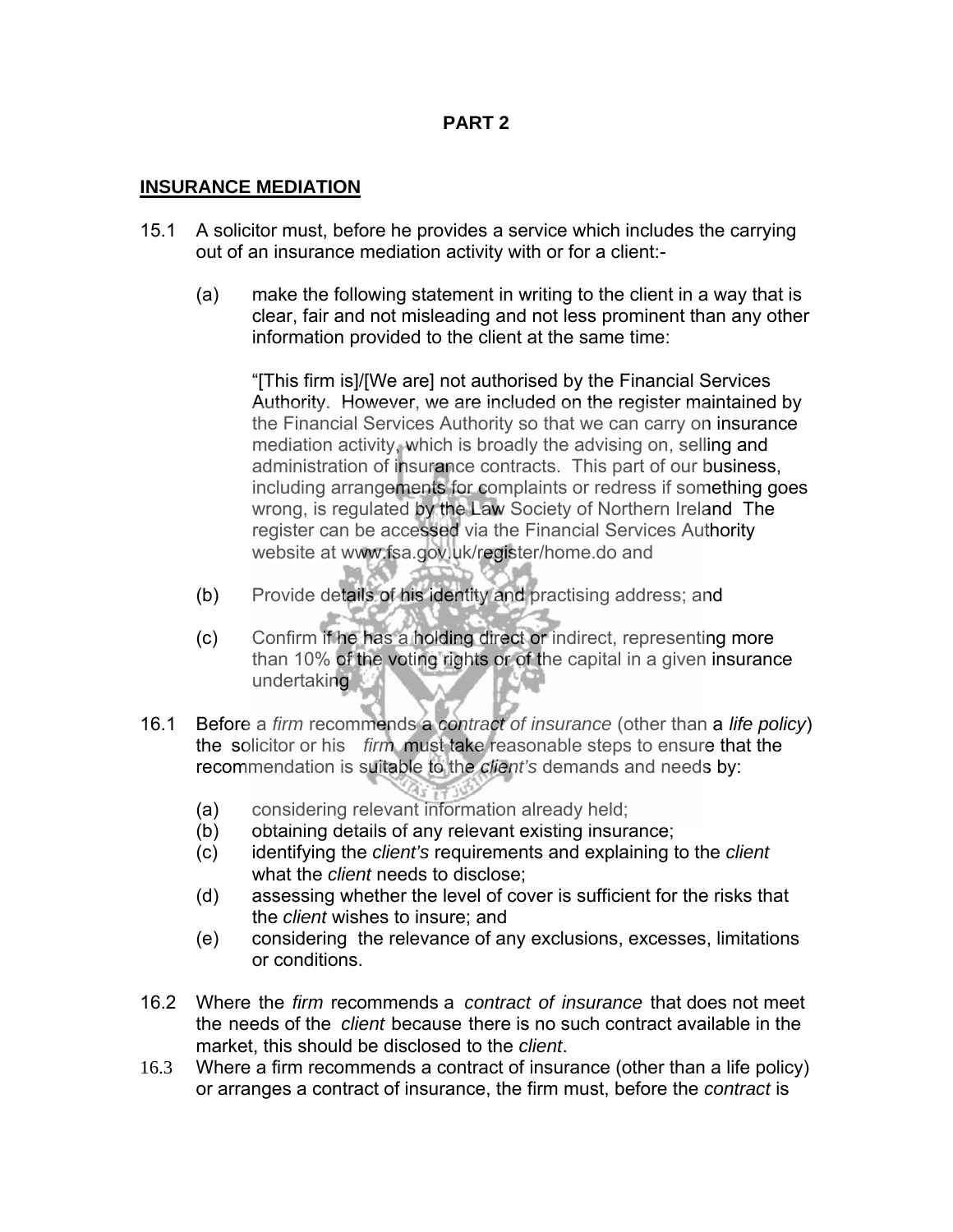**PART 2**

**INSURANCE MEDIATION**

15.1 A solicitor must, before he provides a service which includes the carrying out of an insurance mediation activity with or for a client:-

(a) make the following statement in writing to the client in a way that is clear, fair and not misleading and not less prominent than any other information provided to the client at the same time:

"[This firm is]/[We are] not authorised by the Financial Services Authority. However, we are included on the register maintained by the Financial Services Authority so that we can carry on insurance mediation activity, which is broadly the advising on, selling and administration of insurance contracts. This part of our business, including arrangements for complaints or redress if something goes wrong, is regulated by the Law Society of Northern Ireland The register can be accessed via the Financial Services Authority website at www.fsa.gov.uk/register/home.do and

(b) Provide details of his identity and practising address; and

(c) Confirm if he has a holding direct or indirect, representing more than 10% of the voting rights or of the capital in a given insurance undertaking

16.1 Before a *firm* recommends a *contract of insurance* (other than a *life policy*) the solicitor or his *firm* must take reasonable steps to ensure that the recommendation is suitable to the *client's* demands and needs by:

(a) considering relevant information already held;
(b) obtaining details of any relevant existing insurance;
(c) identifying the *client's* requirements and explaining to the *client* what the *client* needs to disclose;
(d) assessing whether the level of cover is sufficient for the risks that the *client* wishes to insure; and
(e) considering the relevance of any exclusions, excesses, limitations or conditions.

16.2 Where the *firm* recommends a *contract of insurance* that does not meet the needs of the *client* because there is no such contract available in the market, this should be disclosed to the *client*.

16.3 Where a firm recommends a contract of insurance (other than a life policy) or arranges a contract of insurance, the firm must, before the *contract* is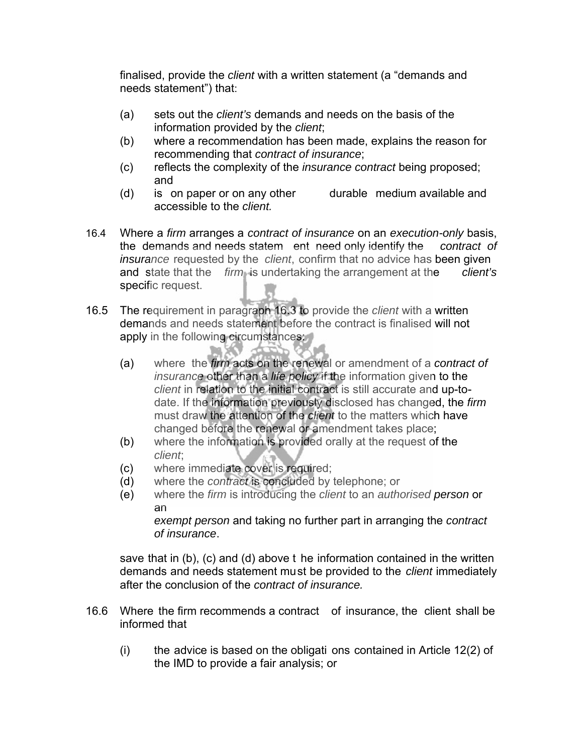finalised, provide the *client* with a written statement (a "demands and needs statement") that:

(a) sets out the *client's* demands and needs on the basis of the information provided by the *client*;
(b) where a recommendation has been made, explains the reason for recommending that *contract of insurance*;
(c) reflects the complexity of the *insurance contract* being proposed; and
(d) is on paper or on any other durable medium available and accessible to the *client.*

16.4 Where a *firm* arranges a *contract of insurance* on an *execution-only* basis, the demands and needs statement need only identify the *contract of insurance* requested by the *client*, confirm that no advice has been given and state that the *firm* is undertaking the arrangement at the *client's* specific request.

16.5 The requirement in paragraph 16.3 to provide the *client* with a written demands and needs statement before the contract is finalised will not apply in the following circumstances:

(a) where the *firm* acts on the renewal or amendment of a *contract of insurance* other than a *life policy* if the information given to the *client* in relation to the initial contract is still accurate and up-to-date. If the information previously disclosed has changed, the *firm* must draw the attention of the *client* to the matters which have changed before the renewal or amendment takes place;
(b) where the information is provided orally at the request of the *client*;
(c) where immediate cover is required;
(d) where the *contract* is concluded by telephone; or
(e) where the *firm* is introducing the *client* to an *authorised person* or an *exempt person* and taking no further part in arranging the *contract of insurance*.

save that in (b), (c) and (d) above the information contained in the written demands and needs statement must be provided to the *client* immediately after the conclusion of the *contract of insurance.*

16.6 Where the firm recommends a contract of insurance, the client shall be informed that

(i) the advice is based on the obligations contained in Article 12(2) of the IMD to provide a fair analysis; or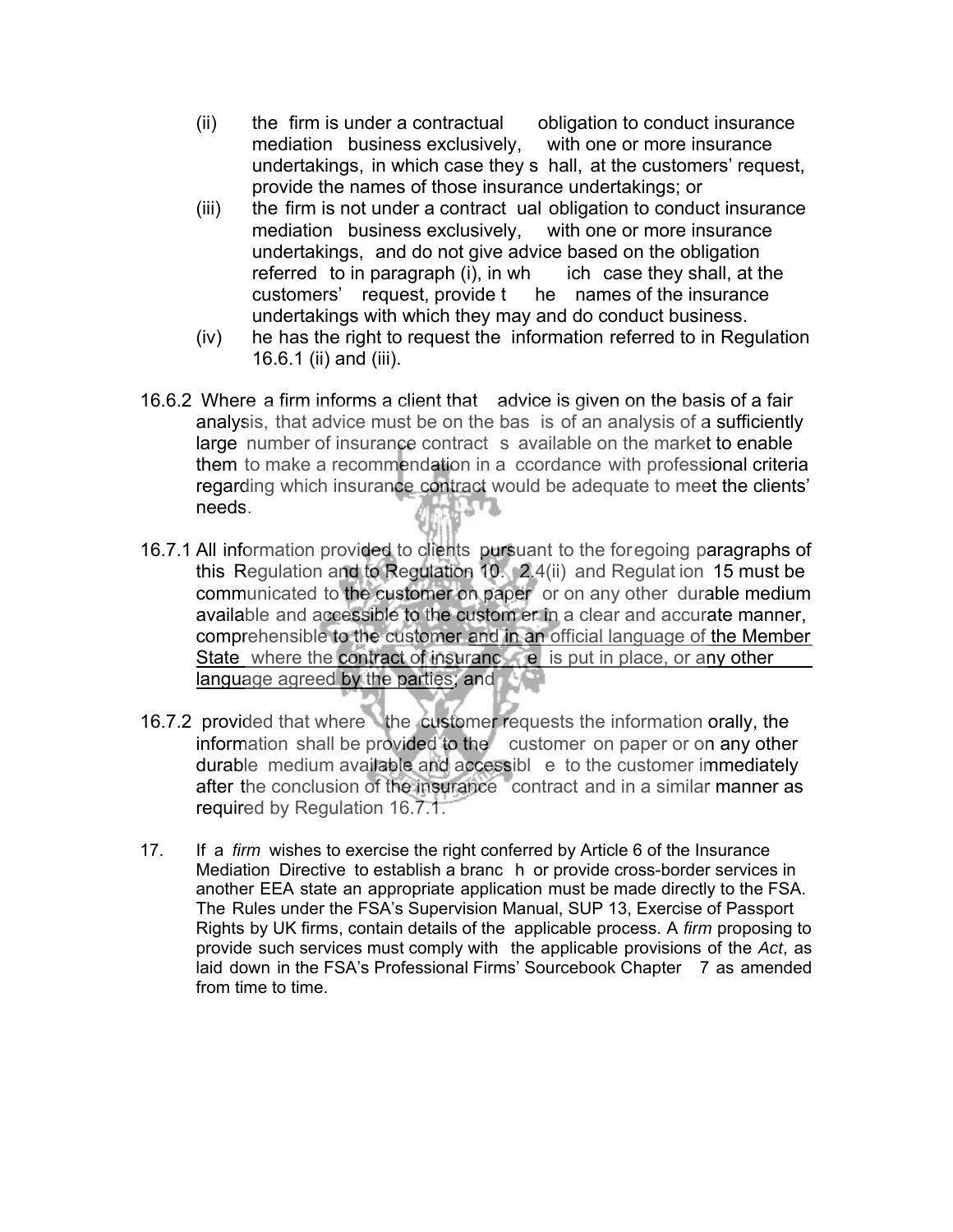(ii) the firm is under a contractual obligation to conduct insurance mediation business exclusively, with one or more insurance undertakings, in which case they shall, at the customers' request, provide the names of those insurance undertakings; or

(iii) the firm is not under a contractual obligation to conduct insurance mediation business exclusively, with one or more insurance undertakings, and do not give advice based on the obligation referred to in paragraph (i), in which case they shall, at the customers' request, provide the names of the insurance undertakings with which they may and do conduct business.

(iv) he has the right to request the information referred to in Regulation 16.6.1 (ii) and (iii).

16.6.2 Where a firm informs a client that advice is given on the basis of a fair analysis, that advice must be on the basis of an analysis of a sufficiently large number of insurance contracts available on the market to enable them to make a recommendation in accordance with professional criteria regarding which insurance contract would be adequate to meet the clients' needs.

16.7.1 All information provided to clients pursuant to the foregoing paragraphs of this Regulation and to Regulation 10.2.4(ii) and Regulation 15 must be communicated to the customer on paper or on any other durable medium available and accessible to the customer in a clear and accurate manner, comprehensible to the customer and in an official language of the Member State where the contract of insurance is put in place, or any other language agreed by the parties; and

16.7.2 provided that where the customer requests the information orally, the information shall be provided to the customer on paper or on any other durable medium available and accessible to the customer immediately after the conclusion of the insurance contract and in a similar manner as required by Regulation 16.7.1.

17. If a *firm* wishes to exercise the right conferred by Article 6 of the Insurance Mediation Directive to establish a branch or provide cross-border services in another EEA state an appropriate application must be made directly to the FSA. The Rules under the FSA's Supervision Manual, SUP 13, Exercise of Passport Rights by UK firms, contain details of the applicable process. A *firm* proposing to provide such services must comply with the applicable provisions of the *Act*, as laid down in the FSA's Professional Firms' Sourcebook Chapter 7 as amended from time to time.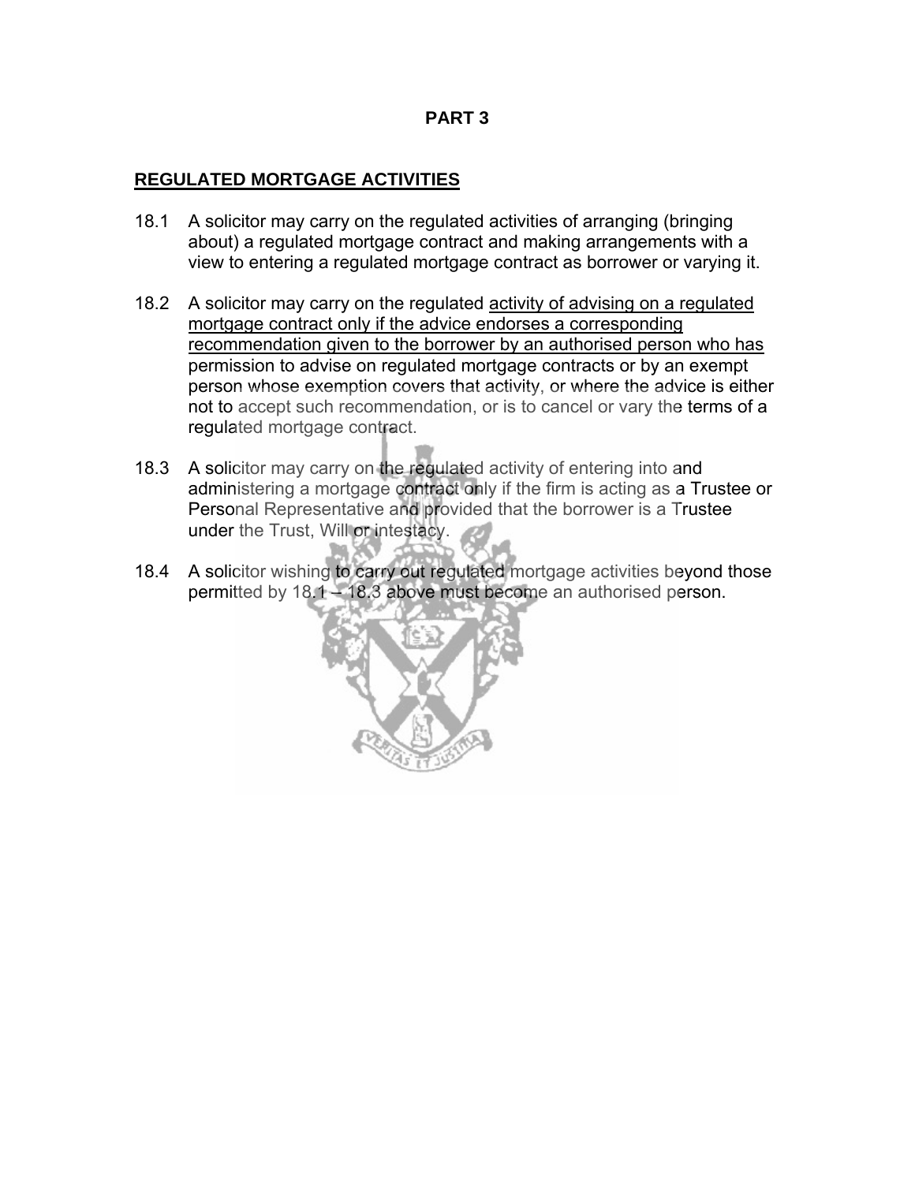**PART 3**

**REGULATED MORTGAGE ACTIVITIES**

18.1 A solicitor may carry on the regulated activities of arranging (bringing about) a regulated mortgage contract and making arrangements with a view to entering a regulated mortgage contract as borrower or varying it.

18.2 A solicitor may carry on the regulated activity of advising on a regulated mortgage contract only if the advice endorses a corresponding recommendation given to the borrower by an authorised person who has permission to advise on regulated mortgage contracts or by an exempt person whose exemption covers that activity, or where the advice is either not to accept such recommendation, or is to cancel or vary the terms of a regulated mortgage contract.

18.3 A solicitor may carry on the regulated activity of entering into and administering a mortgage contract only if the firm is acting as a Trustee or Personal Representative and provided that the borrower is a Trustee under the Trust, Will or intestacy.

18.4 A solicitor wishing to carry out regulated mortgage activities beyond those permitted by 18.1 – 18.3 above must become an authorised person.